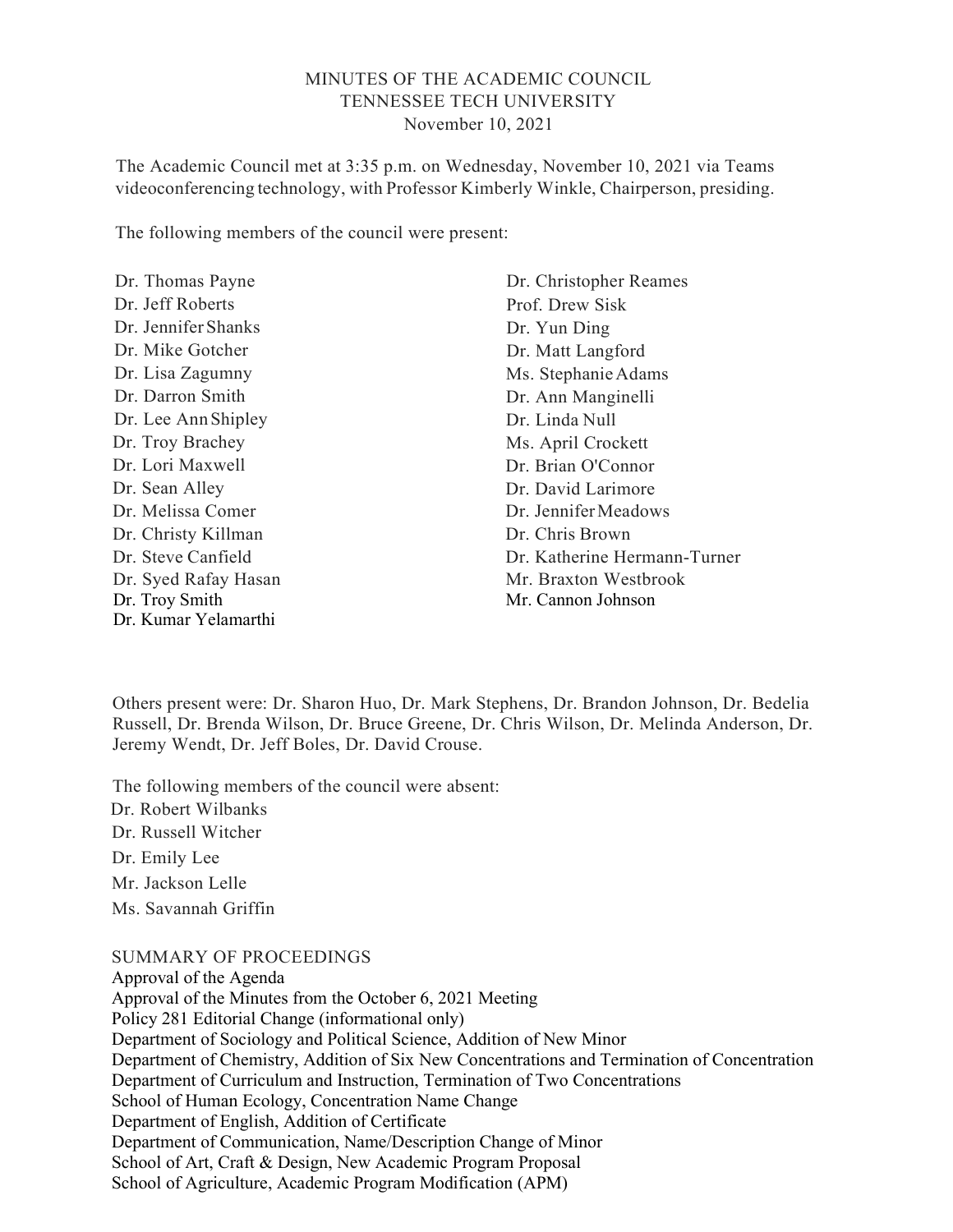# MINUTES OF THE ACADEMIC COUNCIL
## TENNESSEE TECH UNIVERSITY
### November 10, 2021

The Academic Council met at 3:35 p.m. on Wednesday, November 10, 2021 via Teams videoconferencing technology, with Professor Kimberly Winkle, Chairperson, presiding.

The following members of the council were present:

Dr. Thomas Payne
Dr. Jeff Roberts
Dr. Jennifer Shanks
Dr. Mike Gotcher
Dr. Lisa Zagumny
Dr. Darron Smith
Dr. Lee Ann Shipley
Dr. Troy Brachey
Dr. Lori Maxwell
Dr. Sean Alley
Dr. Melissa Comer
Dr. Christy Killman
Dr. Steve Canfield
Dr. Syed Rafay Hasan
Dr. Troy Smith
Dr. Kumar Yelamarthi
Dr. Christopher Reames
Prof. Drew Sisk
Dr. Yun Ding
Dr. Matt Langford
Ms. Stephanie Adams
Dr. Ann Manginelli
Dr. Linda Null
Ms. April Crockett
Dr. Brian O'Connor
Dr. David Larimore
Dr. Jennifer Meadows
Dr. Chris Brown
Dr. Katherine Hermann-Turner
Mr. Braxton Westbrook
Mr. Cannon Johnson

Others present were: Dr. Sharon Huo, Dr. Mark Stephens, Dr. Brandon Johnson, Dr. Bedelia Russell, Dr. Brenda Wilson, Dr. Bruce Greene, Dr. Chris Wilson, Dr. Melinda Anderson, Dr. Jeremy Wendt, Dr. Jeff Boles, Dr. David Crouse.

The following members of the council were absent:

Dr. Robert Wilbanks
Dr. Russell Witcher
Dr. Emily Lee
Mr. Jackson Lelle
Ms. Savannah Griffin

SUMMARY OF PROCEEDINGS

Approval of the Agenda
Approval of the Minutes from the October 6, 2021 Meeting
Policy 281 Editorial Change (informational only)
Department of Sociology and Political Science, Addition of New Minor
Department of Chemistry, Addition of Six New Concentrations and Termination of Concentration
Department of Curriculum and Instruction, Termination of Two Concentrations
School of Human Ecology, Concentration Name Change
Department of English, Addition of Certificate
Department of Communication, Name/Description Change of Minor
School of Art, Craft & Design, New Academic Program Proposal
School of Agriculture, Academic Program Modification (APM)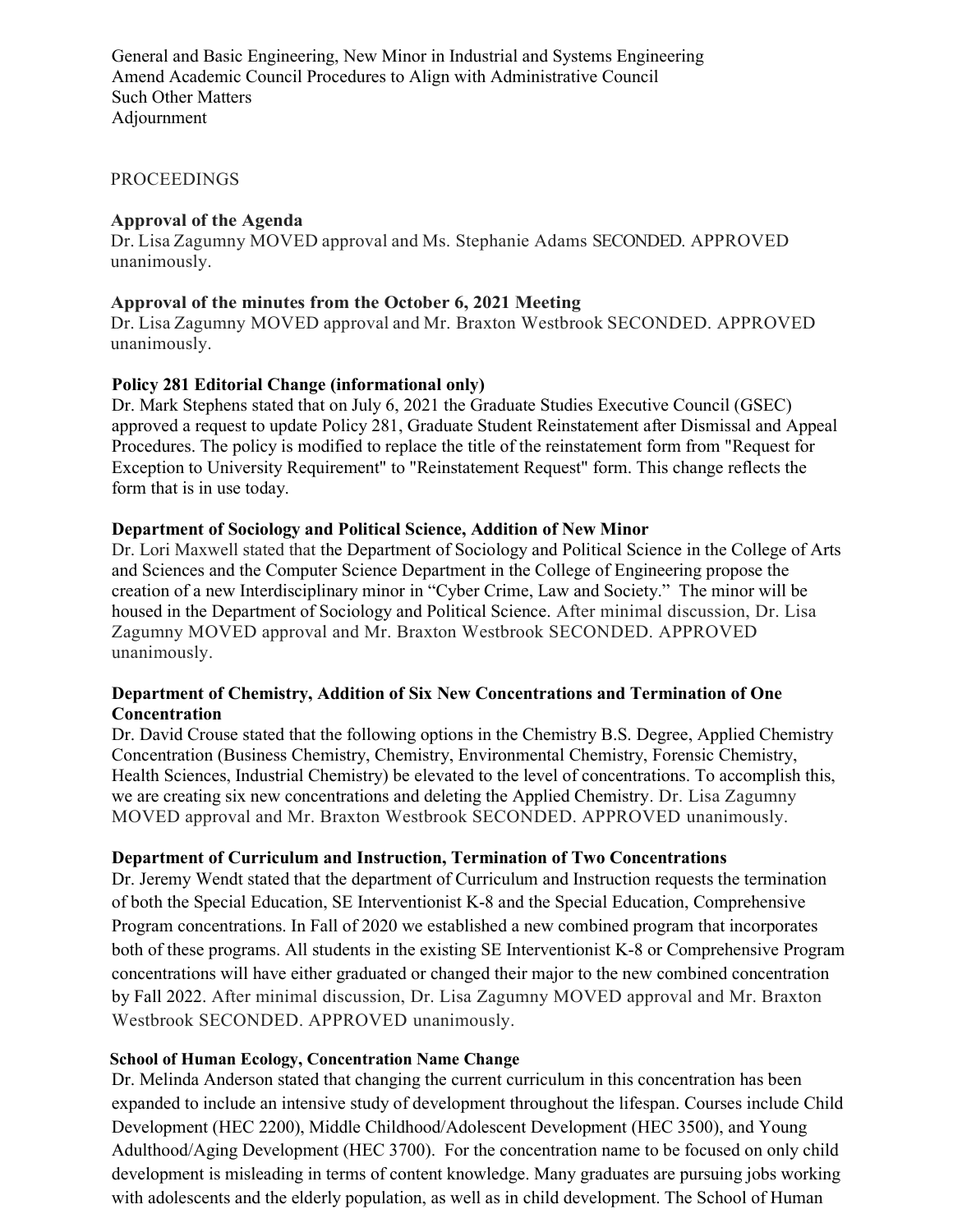General and Basic Engineering, New Minor in Industrial and Systems Engineering
Amend Academic Council Procedures to Align with Administrative Council
Such Other Matters
Adjournment

PROCEEDINGS

**Approval of the Agenda**
Dr. Lisa Zagumny MOVED approval and Ms. Stephanie Adams SECONDED. APPROVED unanimously.

**Approval of the minutes from the October 6, 2021 Meeting**
Dr. Lisa Zagumny MOVED approval and Mr. Braxton Westbrook SECONDED. APPROVED unanimously.

**Policy 281 Editorial Change (informational only)**
Dr. Mark Stephens stated that on July 6, 2021 the Graduate Studies Executive Council (GSEC) approved a request to update Policy 281, Graduate Student Reinstatement after Dismissal and Appeal Procedures. The policy is modified to replace the title of the reinstatement form from "Request for Exception to University Requirement" to "Reinstatement Request" form. This change reflects the form that is in use today.

**Department of Sociology and Political Science, Addition of New Minor**
Dr. Lori Maxwell stated that the Department of Sociology and Political Science in the College of Arts and Sciences and the Computer Science Department in the College of Engineering propose the creation of a new Interdisciplinary minor in "Cyber Crime, Law and Society." The minor will be housed in the Department of Sociology and Political Science. After minimal discussion, Dr. Lisa Zagumny MOVED approval and Mr. Braxton Westbrook SECONDED. APPROVED unanimously.

**Department of Chemistry, Addition of Six New Concentrations and Termination of One Concentration**
Dr. David Crouse stated that the following options in the Chemistry B.S. Degree, Applied Chemistry Concentration (Business Chemistry, Chemistry, Environmental Chemistry, Forensic Chemistry, Health Sciences, Industrial Chemistry) be elevated to the level of concentrations. To accomplish this, we are creating six new concentrations and deleting the Applied Chemistry. Dr. Lisa Zagumny MOVED approval and Mr. Braxton Westbrook SECONDED. APPROVED unanimously.

**Department of Curriculum and Instruction, Termination of Two Concentrations**
Dr. Jeremy Wendt stated that the department of Curriculum and Instruction requests the termination of both the Special Education, SE Interventionist K-8 and the Special Education, Comprehensive Program concentrations. In Fall of 2020 we established a new combined program that incorporates both of these programs. All students in the existing SE Interventionist K-8 or Comprehensive Program concentrations will have either graduated or changed their major to the new combined concentration by Fall 2022. After minimal discussion, Dr. Lisa Zagumny MOVED approval and Mr. Braxton Westbrook SECONDED. APPROVED unanimously.

**School of Human Ecology, Concentration Name Change**
Dr. Melinda Anderson stated that changing the current curriculum in this concentration has been expanded to include an intensive study of development throughout the lifespan. Courses include Child Development (HEC 2200), Middle Childhood/Adolescent Development (HEC 3500), and Young Adulthood/Aging Development (HEC 3700). For the concentration name to be focused on only child development is misleading in terms of content knowledge. Many graduates are pursuing jobs working with adolescents and the elderly population, as well as in child development. The School of Human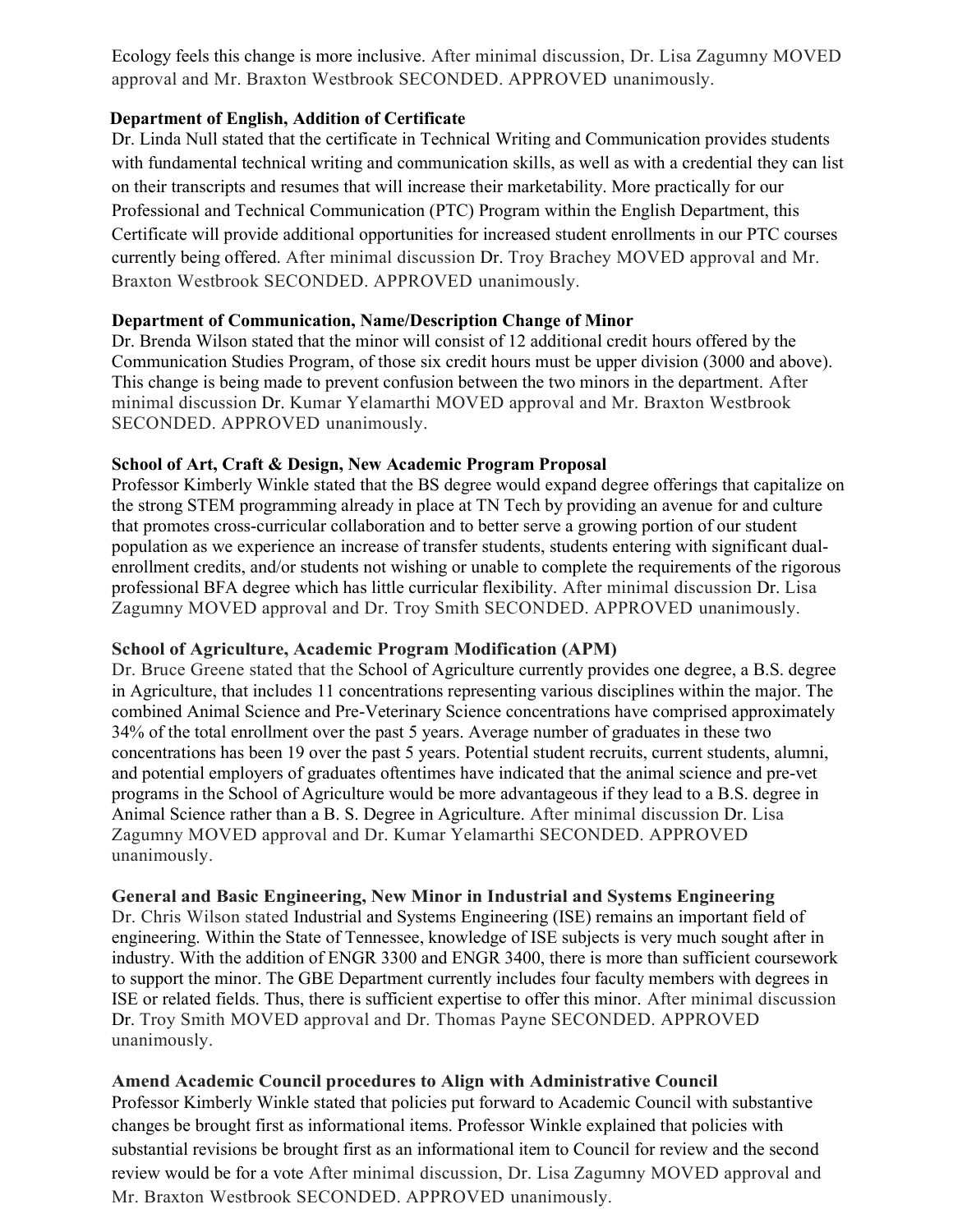Ecology feels this change is more inclusive. After minimal discussion, Dr. Lisa Zagumny MOVED approval and Mr. Braxton Westbrook SECONDED. APPROVED unanimously.

**Department of English, Addition of Certificate**

Dr. Linda Null stated that the certificate in Technical Writing and Communication provides students with fundamental technical writing and communication skills, as well as with a credential they can list on their transcripts and resumes that will increase their marketability. More practically for our Professional and Technical Communication (PTC) Program within the English Department, this Certificate will provide additional opportunities for increased student enrollments in our PTC courses currently being offered. After minimal discussion Dr. Troy Brachey MOVED approval and Mr. Braxton Westbrook SECONDED. APPROVED unanimously.

**Department of Communication, Name/Description Change of Minor**

Dr. Brenda Wilson stated that the minor will consist of 12 additional credit hours offered by the Communication Studies Program, of those six credit hours must be upper division (3000 and above). This change is being made to prevent confusion between the two minors in the department. After minimal discussion Dr. Kumar Yelamarthi MOVED approval and Mr. Braxton Westbrook SECONDED. APPROVED unanimously.

**School of Art, Craft & Design, New Academic Program Proposal**

Professor Kimberly Winkle stated that the BS degree would expand degree offerings that capitalize on the strong STEM programming already in place at TN Tech by providing an avenue for and culture that promotes cross-curricular collaboration and to better serve a growing portion of our student population as we experience an increase of transfer students, students entering with significant dual-enrollment credits, and/or students not wishing or unable to complete the requirements of the rigorous professional BFA degree which has little curricular flexibility. After minimal discussion Dr. Lisa Zagumny MOVED approval and Dr. Troy Smith SECONDED. APPROVED unanimously.

**School of Agriculture, Academic Program Modification (APM)**

Dr. Bruce Greene stated that the School of Agriculture currently provides one degree, a B.S. degree in Agriculture, that includes 11 concentrations representing various disciplines within the major. The combined Animal Science and Pre-Veterinary Science concentrations have comprised approximately 34% of the total enrollment over the past 5 years. Average number of graduates in these two concentrations has been 19 over the past 5 years. Potential student recruits, current students, alumni, and potential employers of graduates oftentimes have indicated that the animal science and pre-vet programs in the School of Agriculture would be more advantageous if they lead to a B.S. degree in Animal Science rather than a B. S. Degree in Agriculture. After minimal discussion Dr. Lisa Zagumny MOVED approval and Dr. Kumar Yelamarthi SECONDED. APPROVED unanimously.

**General and Basic Engineering, New Minor in Industrial and Systems Engineering**

Dr. Chris Wilson stated Industrial and Systems Engineering (ISE) remains an important field of engineering. Within the State of Tennessee, knowledge of ISE subjects is very much sought after in industry. With the addition of ENGR 3300 and ENGR 3400, there is more than sufficient coursework to support the minor. The GBE Department currently includes four faculty members with degrees in ISE or related fields. Thus, there is sufficient expertise to offer this minor. After minimal discussion Dr. Troy Smith MOVED approval and Dr. Thomas Payne SECONDED. APPROVED unanimously.

**Amend Academic Council procedures to Align with Administrative Council**

Professor Kimberly Winkle stated that policies put forward to Academic Council with substantive changes be brought first as informational items. Professor Winkle explained that policies with substantial revisions be brought first as an informational item to Council for review and the second review would be for a vote After minimal discussion, Dr. Lisa Zagumny MOVED approval and Mr. Braxton Westbrook SECONDED. APPROVED unanimously.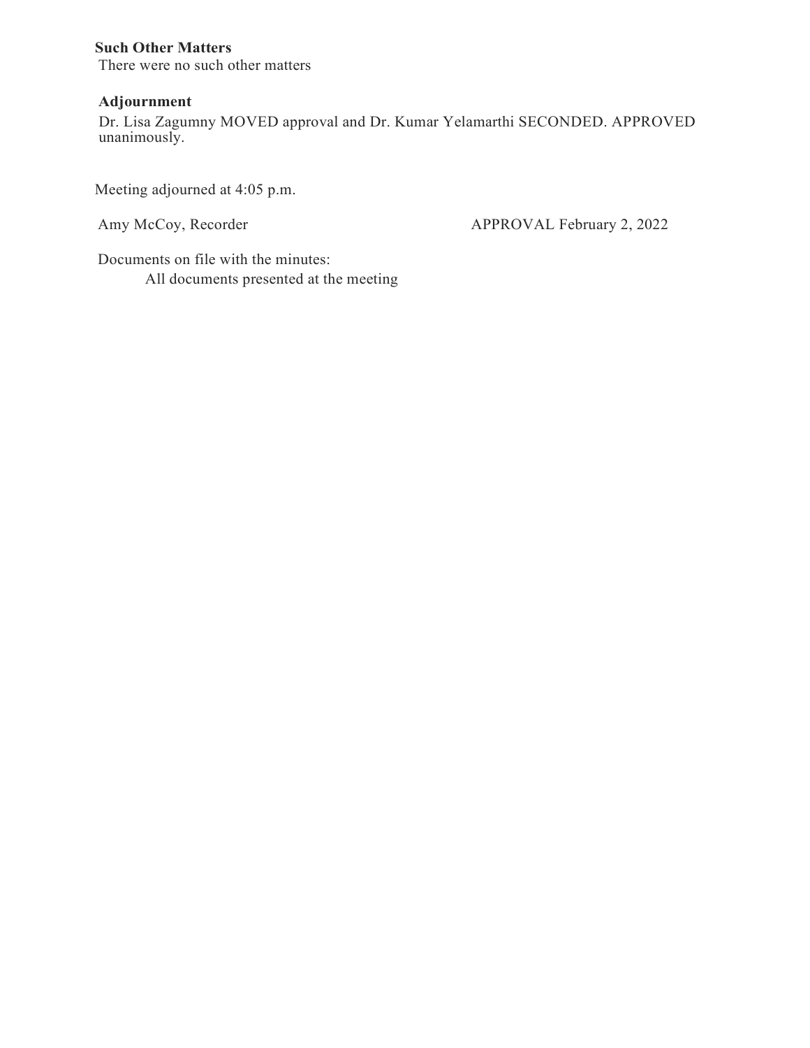**Such Other Matters**

There were no such other matters

**Adjournment**

Dr. Lisa Zagumny MOVED approval and Dr. Kumar Yelamarthi SECONDED. APPROVED unanimously.

Meeting adjourned at 4:05 p.m.

Amy McCoy, Recorder APPROVAL February 2, 2022

Documents on file with the minutes:

All documents presented at the meeting